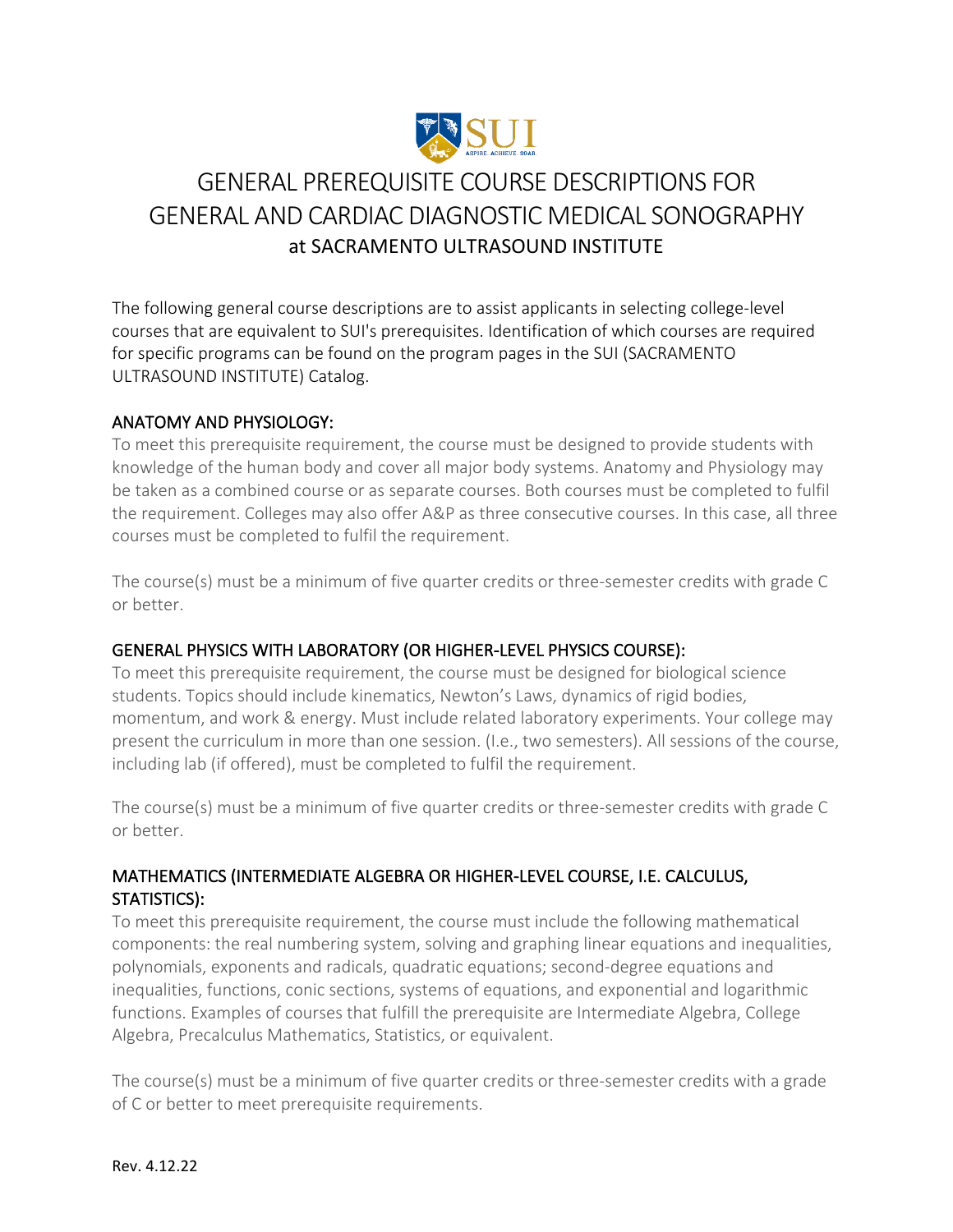# GENERAL PREREQUISITE COURSE DESCRIPTIONS FOR GENERAL AND CARDIAC DIAGNOSTIC MEDICAL SONOGRAPHY

## at SACRAMENTO ULTRASOUND INSTITUTE

The following general course descriptions are to assist applicants in selecting college-level courses that are equivalent to SUI's prerequisites. Identification of which courses are required for specific programs can be found on the program pages in the SUI (SACRAMENTO ULTRASOUND INSTITUTE) Catalog.

### ANATOMY AND PHYSIOLOGY:

To meet this prerequisite requirement, the course must be designed to provide students with knowledge of the human body and cover all major body systems. Anatomy and Physiology may be taken as a combined course or as separate courses. Both courses must be completed to fulfil the requirement. Colleges may also offer A&P as three consecutive courses. In this case, all three courses must be completed to fulfil the requirement.

The course(s) must be a minimum of five quarter credits or three-semester credits with grade C or better.

### GENERAL PHYSICS WITH LABORATORY (OR HIGHER-LEVEL PHYSICS COURSE):

To meet this prerequisite requirement, the course must be designed for biological science students. Topics should include kinematics, Newton's Laws, dynamics of rigid bodies, momentum, and work & energy. Must include related laboratory experiments. Your college may present the curriculum in more than one session. (I.e., two semesters). All sessions of the course, including lab (if offered), must be completed to fulfil the requirement.

The course(s) must be a minimum of five quarter credits or three-semester credits with grade C or better.

### MATHEMATICS (INTERMEDIATE ALGEBRA OR HIGHER-LEVEL COURSE, I.E. CALCULUS, STATISTICS):

To meet this prerequisite requirement, the course must include the following mathematical components: the real numbering system, solving and graphing linear equations and inequalities, polynomials, exponents and radicals, quadratic equations; second-degree equations and inequalities, functions, conic sections, systems of equations, and exponential and logarithmic functions. Examples of courses that fulfill the prerequisite are Intermediate Algebra, College Algebra, Precalculus Mathematics, Statistics, or equivalent.

The course(s) must be a minimum of five quarter credits or three-semester credits with a grade of C or better to meet prerequisite requirements.

Rev. 4.12.22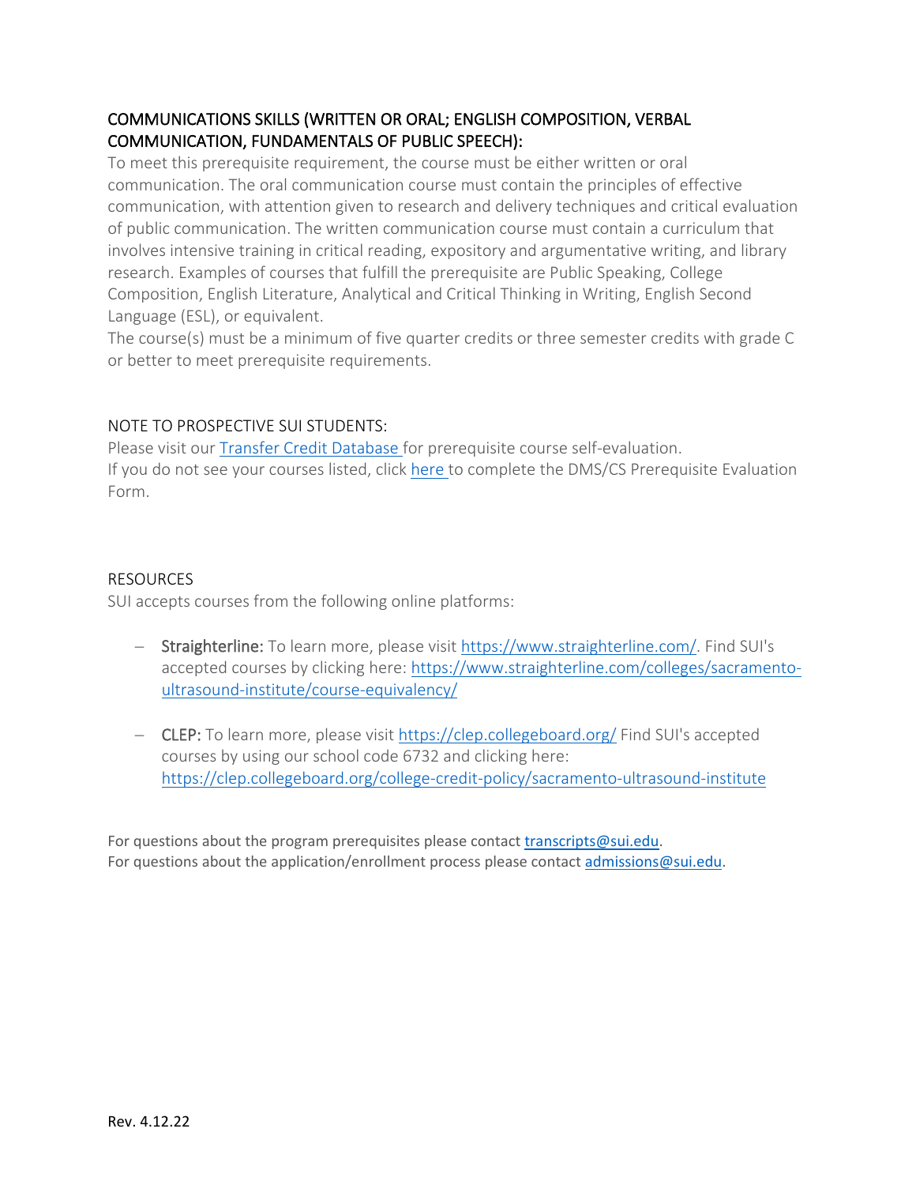## COMMUNICATIONS SKILLS (WRITTEN OR ORAL; ENGLISH COMPOSITION, VERBAL COMMUNICATION, FUNDAMENTALS OF PUBLIC SPEECH):

To meet this prerequisite requirement, the course must be either written or oral communication. The oral communication course must contain the principles of effective communication, with attention given to research and delivery techniques and critical evaluation of public communication. The written communication course must contain a curriculum that involves intensive training in critical reading, expository and argumentative writing, and library research. Examples of courses that fulfill the prerequisite are Public Speaking, College Composition, English Literature, Analytical and Critical Thinking in Writing, English Second Language (ESL), or equivalent.

The course(s) must be a minimum of five quarter credits or three semester credits with grade C or better to meet prerequisite requirements.

## NOTE TO PROSPECTIVE SUI STUDENTS:

Please visit our Transfer Credit Database for prerequisite course self-evaluation.
If you do not see your courses listed, click here to complete the DMS/CS Prerequisite Evaluation Form.

## RESOURCES

SUI accepts courses from the following online platforms:

- **Straighterline:** To learn more, please visit https://www.straighterline.com/. Find SUI's accepted courses by clicking here: https://www.straighterline.com/colleges/sacramento-ultrasound-institute/course-equivalency/
- **CLEP:** To learn more, please visit https://clep.collegeboard.org/ Find SUI's accepted courses by using our school code 6732 and clicking here: https://clep.collegeboard.org/college-credit-policy/sacramento-ultrasound-institute

For questions about the program prerequisites please contact transcripts@sui.edu.
For questions about the application/enrollment process please contact admissions@sui.edu.

Rev. 4.12.22